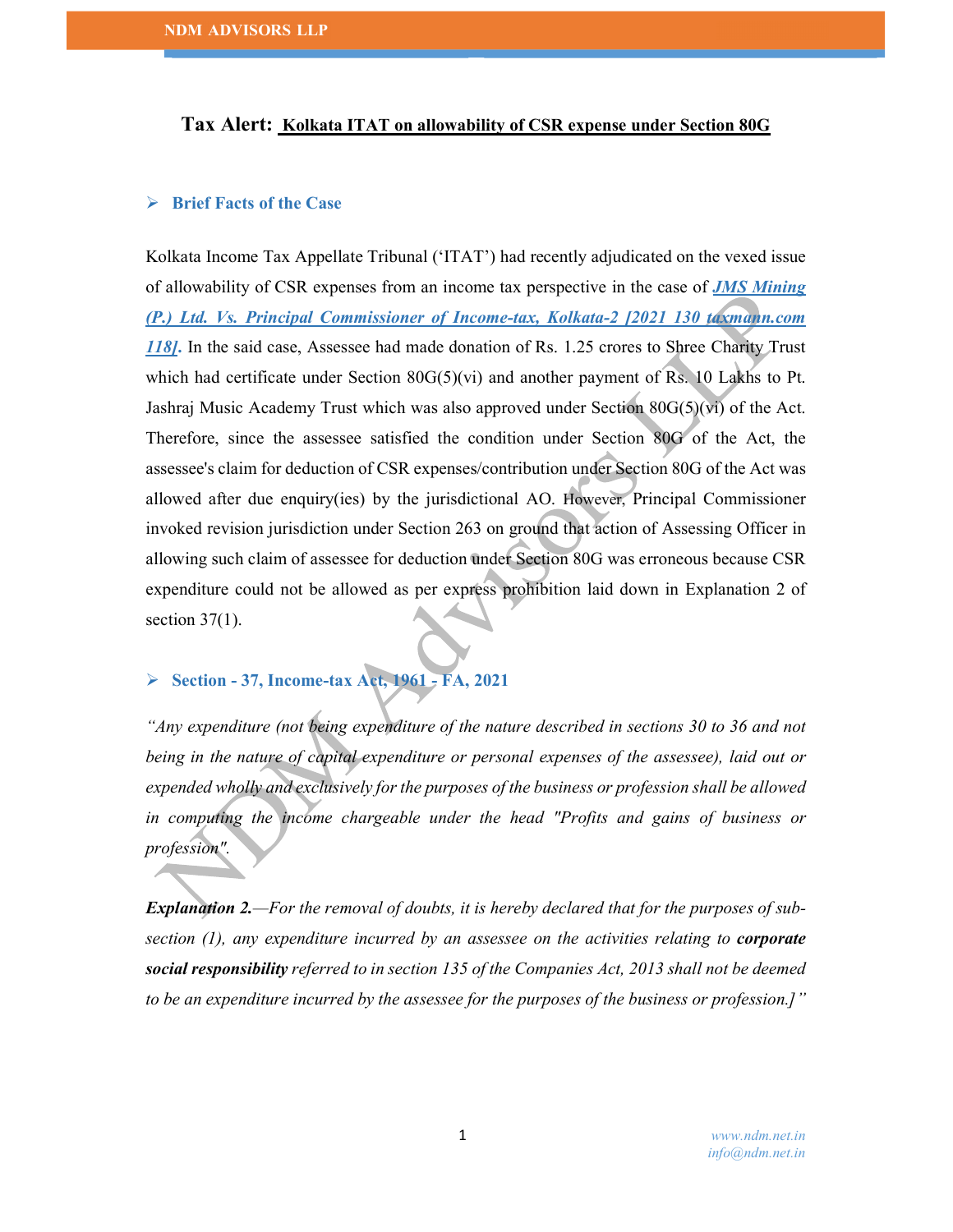# Tax Alert: Kolkata ITAT on allowability of CSR expense under Section 80G

## ➢ Brief Facts of the Case

Kolkata Income Tax Appellate Tribunal ('ITAT') had recently adjudicated on the vexed issue of allowability of CSR expenses from an income tax perspective in the case of ***JMS Mining (P.) Ltd. Vs. Principal Commissioner of Income-tax, Kolkata-2 [2021 130 taxmann.com 118]***. In the said case, Assessee had made donation of Rs. 1.25 crores to Shree Charity Trust which had certificate under Section 80G(5)(vi) and another payment of Rs. 10 Lakhs to Pt. Jashraj Music Academy Trust which was also approved under Section 80G(5)(vi) of the Act. Therefore, since the assessee satisfied the condition under Section 80G of the Act, the assessee's claim for deduction of CSR expenses/contribution under Section 80G of the Act was allowed after due enquiry(ies) by the jurisdictional AO. However, Principal Commissioner invoked revision jurisdiction under Section 263 on ground that action of Assessing Officer in allowing such claim of assessee for deduction under Section 80G was erroneous because CSR expenditure could not be allowed as per express prohibition laid down in Explanation 2 of section 37(1).

## ➢ Section - 37, Income-tax Act, 1961 - FA, 2021

*"Any expenditure (not being expenditure of the nature described in sections 30 to 36 and not being in the nature of capital expenditure or personal expenses of the assessee), laid out or expended wholly and exclusively for the purposes of the business or profession shall be allowed in computing the income chargeable under the head "Profits and gains of business or profession".*

***Explanation 2.****—For the removal of doubts, it is hereby declared that for the purposes of sub-section (1), any expenditure incurred by an assessee on the activities relating to* ***corporate social responsibility*** *referred to in section 135 of the Companies Act, 2013 shall not be deemed to be an expenditure incurred by the assessee for the purposes of the business or profession.]"*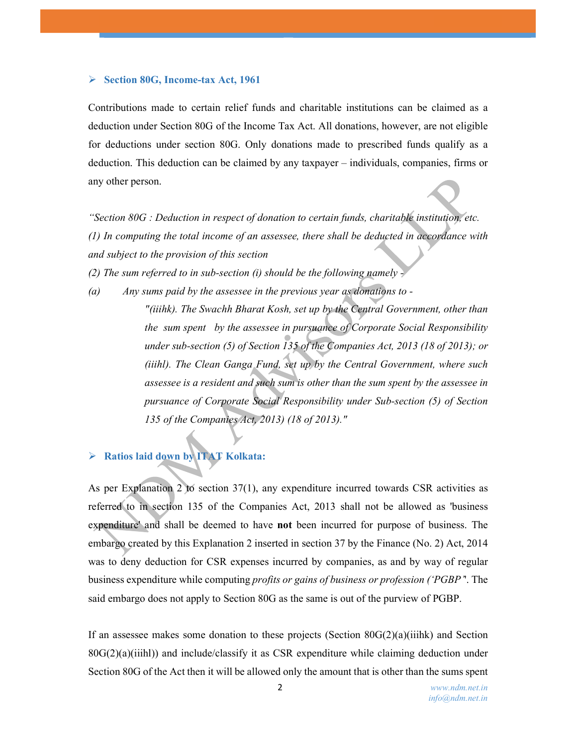- **Section 80G, Income-tax Act, 1961**

Contributions made to certain relief funds and charitable institutions can be claimed as a deduction under Section 80G of the Income Tax Act. All donations, however, are not eligible for deductions under section 80G. Only donations made to prescribed funds qualify as a deduction. This deduction can be claimed by any taxpayer – individuals, companies, firms or any other person.

*"Section 80G : Deduction in respect of donation to certain funds, charitable institution, etc.*

*(1) In computing the total income of an assessee, there shall be deducted in accordance with and subject to the provision of this section*

*(2) The sum referred to in sub-section (i) should be the following namely -*

*(a) Any sums paid by the assessee in the previous year as donations to -*

> *"(iiihk). The Swachh Bharat Kosh, set up by the Central Government, other than the sum spent by the assessee in pursuance of Corporate Social Responsibility under sub-section (5) of Section 135 of the Companies Act, 2013 (18 of 2013); or*
>
> *(iiihl). The Clean Ganga Fund, set up by the Central Government, where such assessee is a resident and such sum is other than the sum spent by the assessee in pursuance of Corporate Social Responsibility under Sub-section (5) of Section 135 of the Companies Act, 2013) (18 of 2013)."*

- **Ratios laid down by ITAT Kolkata:**

As per Explanation 2 to section 37(1), any expenditure incurred towards CSR activities as referred to in section 135 of the Companies Act, 2013 shall not be allowed as 'business expenditure' and shall be deemed to have **not** been incurred for purpose of business. The embargo created by this Explanation 2 inserted in section 37 by the Finance (No. 2) Act, 2014 was to deny deduction for CSR expenses incurred by companies, as and by way of regular business expenditure while computing *profits or gains of business or profession ('PGBP'*. The said embargo does not apply to Section 80G as the same is out of the purview of PGBP.

If an assessee makes some donation to these projects (Section 80G(2)(a)(iiihk) and Section 80G(2)(a)(iiihl)) and include/classify it as CSR expenditure while claiming deduction under Section 80G of the Act then it will be allowed only the amount that is other than the sums spent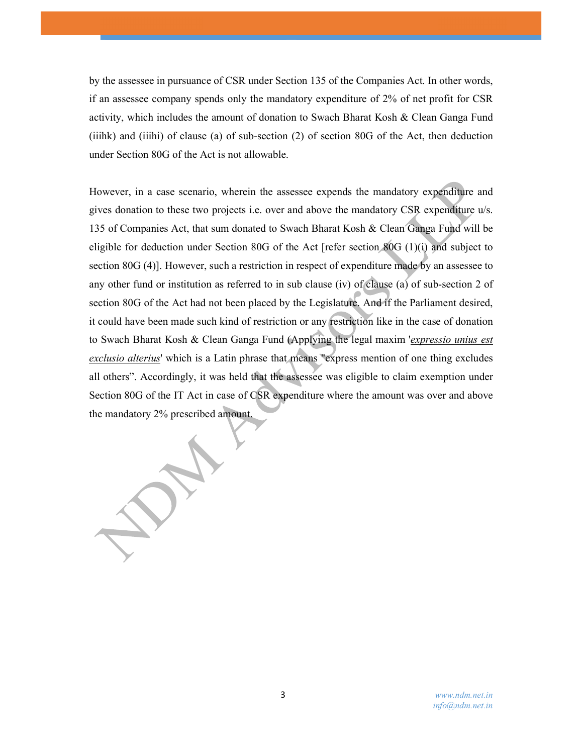by the assessee in pursuance of CSR under Section 135 of the Companies Act. In other words, if an assessee company spends only the mandatory expenditure of 2% of net profit for CSR activity, which includes the amount of donation to Swach Bharat Kosh & Clean Ganga Fund (iiihk) and (iiihi) of clause (a) of sub-section (2) of section 80G of the Act, then deduction under Section 80G of the Act is not allowable.

However, in a case scenario, wherein the assessee expends the mandatory expenditure and gives donation to these two projects i.e. over and above the mandatory CSR expenditure u/s. 135 of Companies Act, that sum donated to Swach Bharat Kosh & Clean Ganga Fund will be eligible for deduction under Section 80G of the Act [refer section 80G (1)(i) and subject to section 80G (4)]. However, such a restriction in respect of expenditure made by an assessee to any other fund or institution as referred to in sub clause (iv) of clause (a) of sub-section 2 of section 80G of the Act had not been placed by the Legislature. And if the Parliament desired, it could have been made such kind of restriction or any restriction like in the case of donation to Swach Bharat Kosh & Clean Ganga Fund (Applying the legal maxim '*expressio unius est exclusio alterius*' which is a Latin phrase that means "express mention of one thing excludes all others". Accordingly, it was held that the assessee was eligible to claim exemption under Section 80G of the IT Act in case of CSR expenditure where the amount was over and above the mandatory 2% prescribed amount.